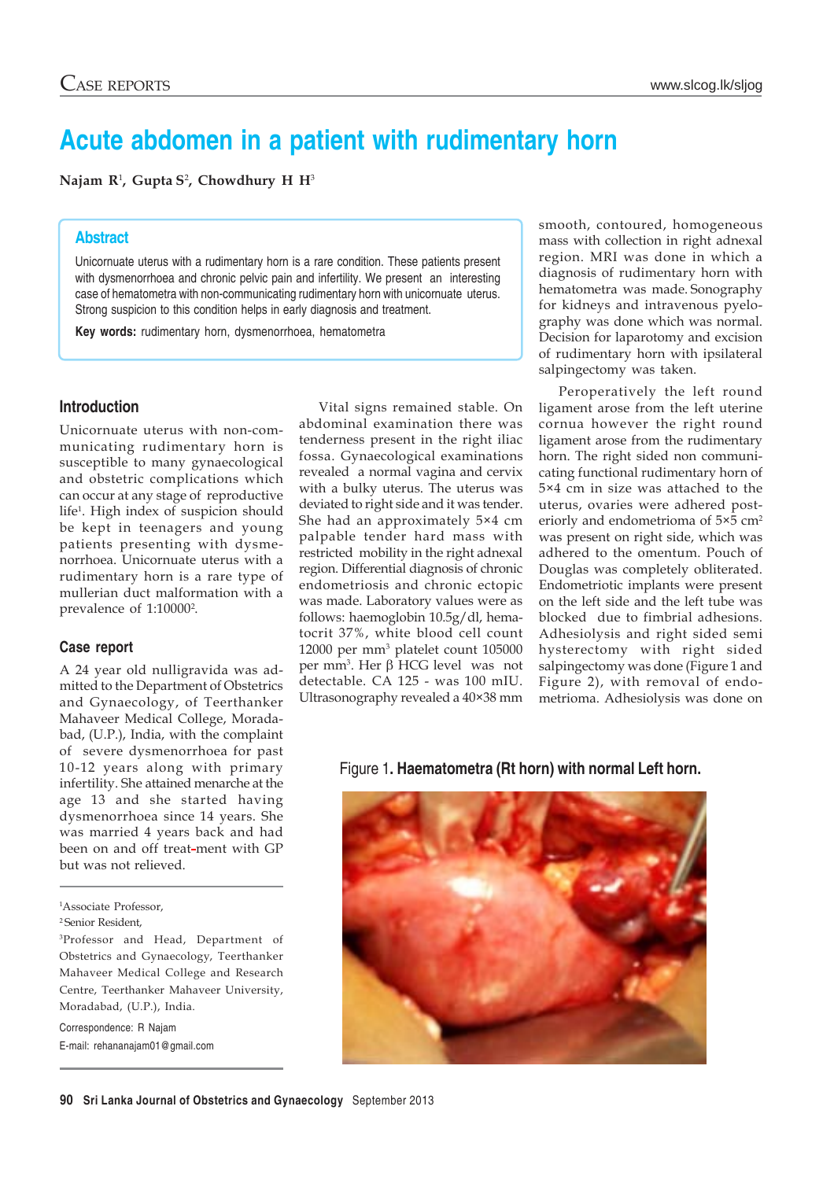# Acute abdomen in a patient with rudimentary horn

**Najam R**[1], **Gupta S**[2], **Chowdhury H H**[3]

## Abstract

Unicornuate uterus with a rudimentary horn is a rare condition. These patients present with dysmenorrhoea and chronic pelvic pain and infertility. We present an interesting case of hematometra with non-communicating rudimentary horn with unicornuate uterus. Strong suspicion to this condition helps in early diagnosis and treatment.

**Key words:** rudimentary horn, dysmenorrhoea, hematometra

## Introduction

Unicornuate uterus with non-communicating rudimentary horn is susceptible to many gynaecological and obstetric complications which can occur at any stage of reproductive life[1]. High index of suspicion should be kept in teenagers and young patients presenting with dysmenorrhoea. Unicornuate uterus with a rudimentary horn is a rare type of mullerian duct malformation with a prevalence of 1:10000[2].

## Case report

A 24 year old nulligravida was admitted to the Department of Obstetrics and Gynaecology, of Teerthanker Mahaveer Medical College, Moradabad, (U.P.), India, with the complaint of severe dysmenorrhoea for past 10-12 years along with primary infertility. She attained menarche at the age 13 and she started having dysmenorrhoea since 14 years. She was married 4 years back and had been on and off treat-ment with GP but was not relieved.

[1]Associate Professor,
[2]Senior Resident,
[3]Professor and Head, Department of Obstetrics and Gynaecology, Teerthanker Mahaveer Medical College and Research Centre, Teerthanker Mahaveer University, Moradabad, (U.P.), India.

Correspondence: R Najam
E-mail: rehananajam01@gmail.com

Vital signs remained stable. On abdominal examination there was tenderness present in the right iliac fossa. Gynaecological examinations revealed a normal vagina and cervix with a bulky uterus. The uterus was deviated to right side and it was tender. She had an approximately 5×4 cm palpable tender hard mass with restricted mobility in the right adnexal region. Differential diagnosis of chronic endometriosis and chronic ectopic was made. Laboratory values were as follows: haemoglobin 10.5g/dl, hematocrit 37%, white blood cell count 12000 per mm$^3$ platelet count 105000 per mm$^3$. Her β HCG level was not detectable. CA 125 - was 100 mIU. Ultrasonography revealed a 40×38 mm smooth, contoured, homogeneous mass with collection in right adnexal region. MRI was done in which a diagnosis of rudimentary horn with hematometra was made. Sonography for kidneys and intravenous pyelography was done which was normal. Decision for laparotomy and excision of rudimentary horn with ipsilateral salpingectomy was taken.

Peroperatively the left round ligament arose from the left uterine cornua however the right round ligament arose from the rudimentary horn. The right sided non communicating functional rudimentary horn of 5×4 cm in size was attached to the uterus, ovaries were adhered posteriorly and endometrioma of 5×5 cm$^2$ was present on right side, which was adhered to the omentum. Pouch of Douglas was completely obliterated. Endometriotic implants were present on the left side and the left tube was blocked due to fimbrial adhesions. Adhesiolysis and right sided semi hysterectomy with right sided salpingectomy was done (Figure 1 and Figure 2), with removal of endometrioma. Adhesiolysis was done on

Figure 1. **Haematometra (Rt horn) with normal Left horn.**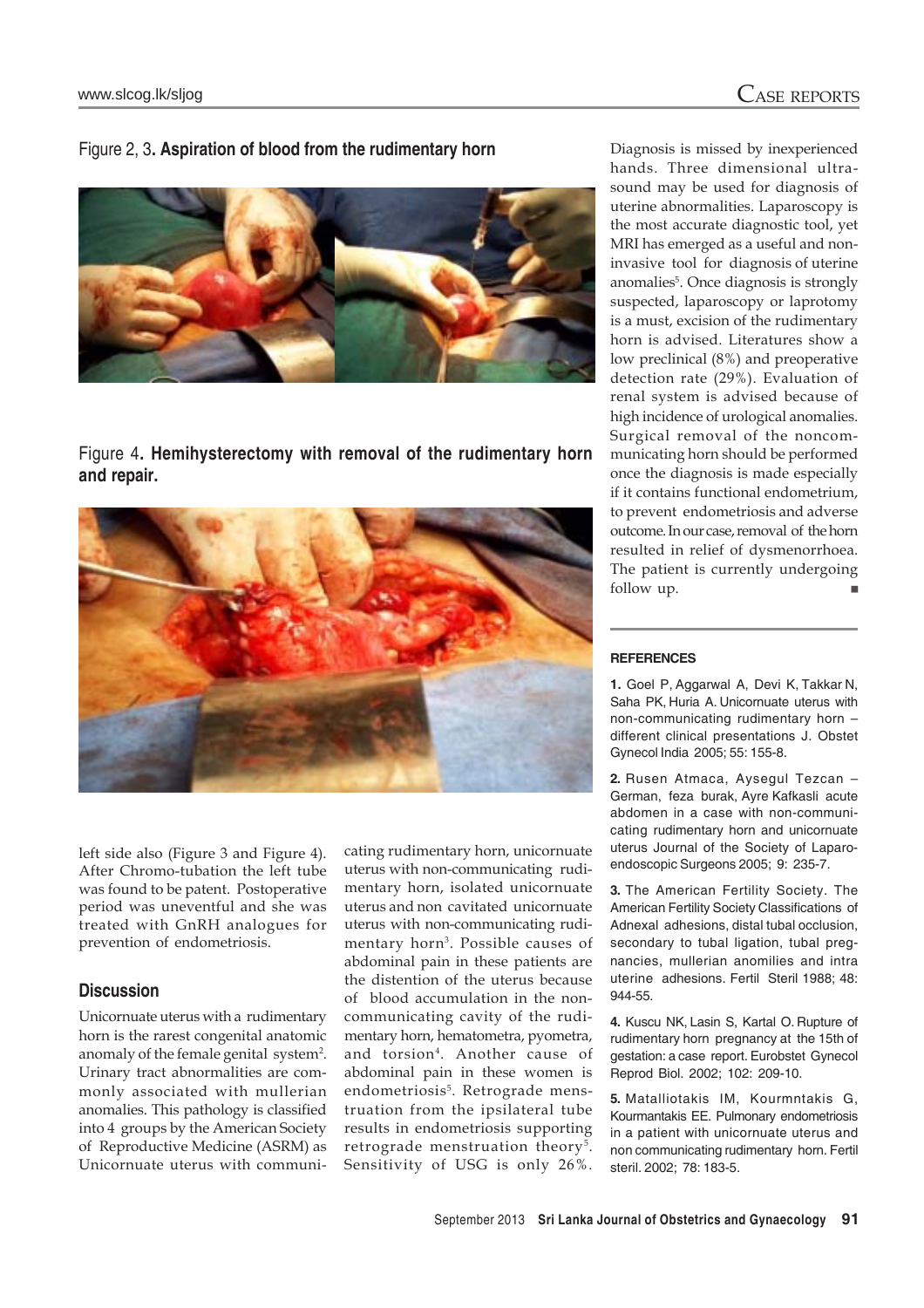Figure 2, 3**. Aspiration of blood from the rudimentary horn**

Figure 4**. Hemihysterectomy with removal of the rudimentary horn and repair.**

left side also (Figure 3 and Figure 4). After Chromo-tubation the left tube was found to be patent. Postoperative period was uneventful and she was treated with GnRH analogues for prevention of endometriosis.

## Discussion

Unicornuate uterus with a rudimentary horn is the rarest congenital anatomic anomaly of the female genital system[2]. Urinary tract abnormalities are commonly associated with mullerian anomalies. This pathology is classified into 4 groups by the American Society of Reproductive Medicine (ASRM) as Unicornuate uterus with communicating rudimentary horn, unicornuate uterus with non-communicating rudimentary horn, isolated unicornuate uterus and non cavitated unicornuate uterus with non-communicating rudimentary horn[3]. Possible causes of abdominal pain in these patients are the distention of the uterus because of blood accumulation in the non-communicating cavity of the rudimentary horn, hematometra, pyometra, and torsion[4]. Another cause of abdominal pain in these women is endometriosis[5]. Retrograde menstruation from the ipsilateral tube results in endometriosis supporting retrograde menstruation theory[5]. Sensitivity of USG is only 26%. Diagnosis is missed by inexperienced hands. Three dimensional ultrasound may be used for diagnosis of uterine abnormalities. Laparoscopy is the most accurate diagnostic tool, yet MRI has emerged as a useful and non-invasive tool for diagnosis of uterine anomalies[5]. Once diagnosis is strongly suspected, laparoscopy or laprotomy is a must, excision of the rudimentary horn is advised. Literatures show a low preclinical (8%) and preoperative detection rate (29%). Evaluation of renal system is advised because of high incidence of urological anomalies. Surgical removal of the noncommunicating horn should be performed once the diagnosis is made especially if it contains functional endometrium, to prevent endometriosis and adverse outcome. In our case, removal of the horn resulted in relief of dysmenorrhoea. The patient is currently undergoing follow up. ■

## REFERENCES

**1.** Goel P, Aggarwal A, Devi K, Takkar N, Saha PK, Huria A. Unicornuate uterus with non-communicating rudimentary horn – different clinical presentations J. Obstet Gynecol India 2005; 55: 155-8.

**2.** Rusen Atmaca, Aysegul Tezcan – German, feza burak, Ayre Kafkasli acute abdomen in a case with non-communicating rudimentary horn and unicornuate uterus Journal of the Society of Laparo-endoscopic Surgeons 2005; 9: 235-7.

**3.** The American Fertility Society. The American Fertility Society Classifications of Adnexal adhesions, distal tubal occlusion, secondary to tubal ligation, tubal pregnancies, mullerian anomilies and intra uterine adhesions. Fertil Steril 1988; 48: 944-55.

**4.** Kuscu NK, Lasin S, Kartal O. Rupture of rudimentary horn pregnancy at the 15th of gestation: a case report. Eurobstet Gynecol Reprod Biol. 2002; 102: 209-10.

**5.** Matalliotakis IM, Kourmntakis G, Kourmantakis EE. Pulmonary endometriosis in a patient with unicornuate uterus and non communicating rudimentary horn. Fertil steril. 2002; 78: 183-5.